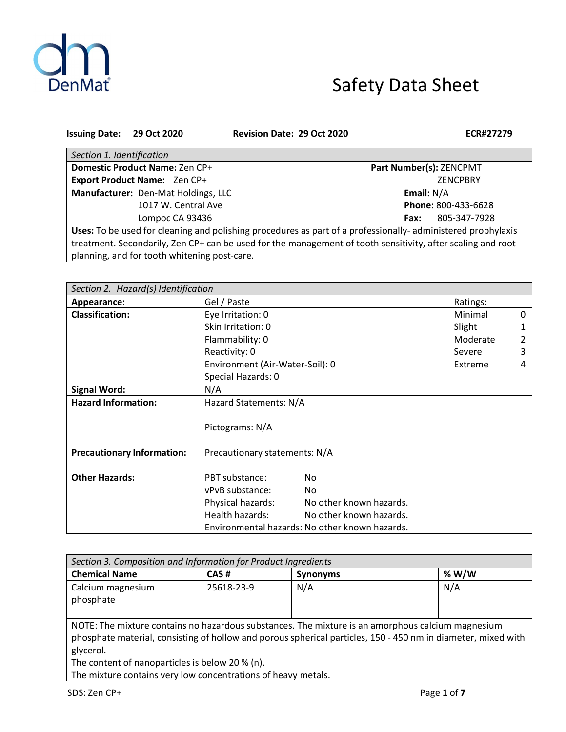DenMat

# Safety Data Sheet

**Issuing Date: 29 Oct 2020** **Revision Date: 29 Oct 2020** **ECR#27279**

| *Section 1. Identification* | |
|---|---|
| **Domestic Product Name:** Zen CP+ | **Part Number(s):** ZENCPMT |
| **Export Product Name:** Zen CP+ | ZENCPBRY |
| **Manufacturer:** Den-Mat Holdings, LLC<br>1017 W. Central Ave<br>Lompoc CA 93436 | **Email:** N/A<br>**Phone:** 800-433-6628<br>**Fax:** 805-347-7928 |
| **Uses:** To be used for cleaning and polishing procedures as part of a professionally- administered prophylaxis treatment. Secondarily, Zen CP+ can be used for the management of tooth sensitivity, after scaling and root planning, and for tooth whitening post-care. | |

| *Section 2. Hazard(s) Identification* | | | |
|---|---|---|---|
| **Appearance:** | Gel / Paste | Ratings: | |
| **Classification:** | Eye Irritation: 0 | Minimal | 0 |
| | Skin Irritation: 0 | Slight | 1 |
| | Flammability: 0 | Moderate | 2 |
| | Reactivity: 0 | Severe | 3 |
| | Environment (Air-Water-Soil): 0 | Extreme | 4 |
| | Special Hazards: 0 | | |
| **Signal Word:** | N/A | | |
| **Hazard Information:** | Hazard Statements: N/A<br><br>Pictograms: N/A | | |
| **Precautionary Information:** | Precautionary statements: N/A | | |
| **Other Hazards:** | PBT substance: No<br>vPvB substance: No<br>Physical hazards: No other known hazards.<br>Health hazards: No other known hazards.<br>Environmental hazards: No other known hazards. | | |

| *Section 3. Composition and Information for Product Ingredients* | | | |
|---|---|---|---|
| **Chemical Name** | **CAS #** | **Synonyms** | **% W/W** |
| Calcium magnesium phosphate | 25618-23-9 | N/A | N/A |
| | | | |

NOTE: The mixture contains no hazardous substances. The mixture is an amorphous calcium magnesium phosphate material, consisting of hollow and porous spherical particles, 150 - 450 nm in diameter, mixed with glycerol.
The content of nanoparticles is below 20 % (n).
The mixture contains very low concentrations of heavy metals.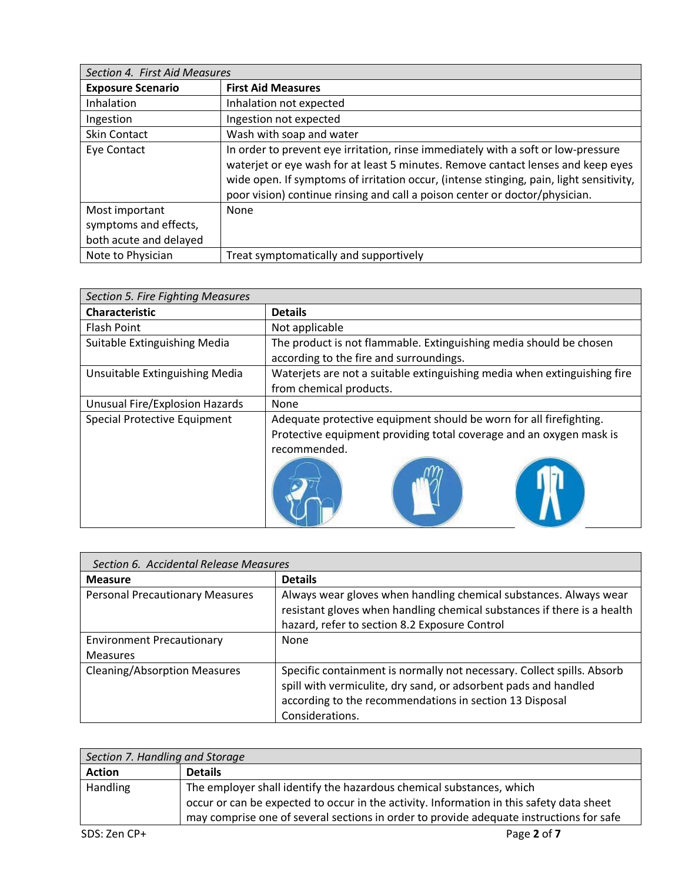| *Section 4. First Aid Measures* | |
|---|---|
| **Exposure Scenario** | **First Aid Measures** |
| Inhalation | Inhalation not expected |
| Ingestion | Ingestion not expected |
| Skin Contact | Wash with soap and water |
| Eye Contact | In order to prevent eye irritation, rinse immediately with a soft or low-pressure waterjet or eye wash for at least 5 minutes. Remove cantact lenses and keep eyes wide open. If symptoms of irritation occur, (intense stinging, pain, light sensitivity, poor vision) continue rinsing and call a poison center or doctor/physician. |
| Most important symptoms and effects, both acute and delayed | None |
| Note to Physician | Treat symptomatically and supportively |

| *Section 5. Fire Fighting Measures* | |
|---|---|
| **Characteristic** | **Details** |
| Flash Point | Not applicable |
| Suitable Extinguishing Media | The product is not flammable. Extinguishing media should be chosen according to the fire and surroundings. |
| Unsuitable Extinguishing Media | Waterjets are not a suitable extinguishing media when extinguishing fire from chemical products. |
| Unusual Fire/Explosion Hazards | None |
| Special Protective Equipment | Adequate protective equipment should be worn for all firefighting. Protective equipment providing total coverage and an oxygen mask is recommended. |

| *Section 6. Accidental Release Measures* | |
|---|---|
| **Measure** | **Details** |
| Personal Precautionary Measures | Always wear gloves when handling chemical substances. Always wear resistant gloves when handling chemical substances if there is a health hazard, refer to section 8.2 Exposure Control |
| Environment Precautionary Measures | None |
| Cleaning/Absorption Measures | Specific containment is normally not necessary. Collect spills. Absorb spill with vermiculite, dry sand, or adsorbent pads and handled according to the recommendations in section 13 Disposal Considerations. |

| *Section 7. Handling and Storage* | |
|---|---|
| **Action** | **Details** |
| Handling | The employer shall identify the hazardous chemical substances, which occur or can be expected to occur in the activity. Information in this safety data sheet may comprise one of several sections in order to provide adequate instructions for safe |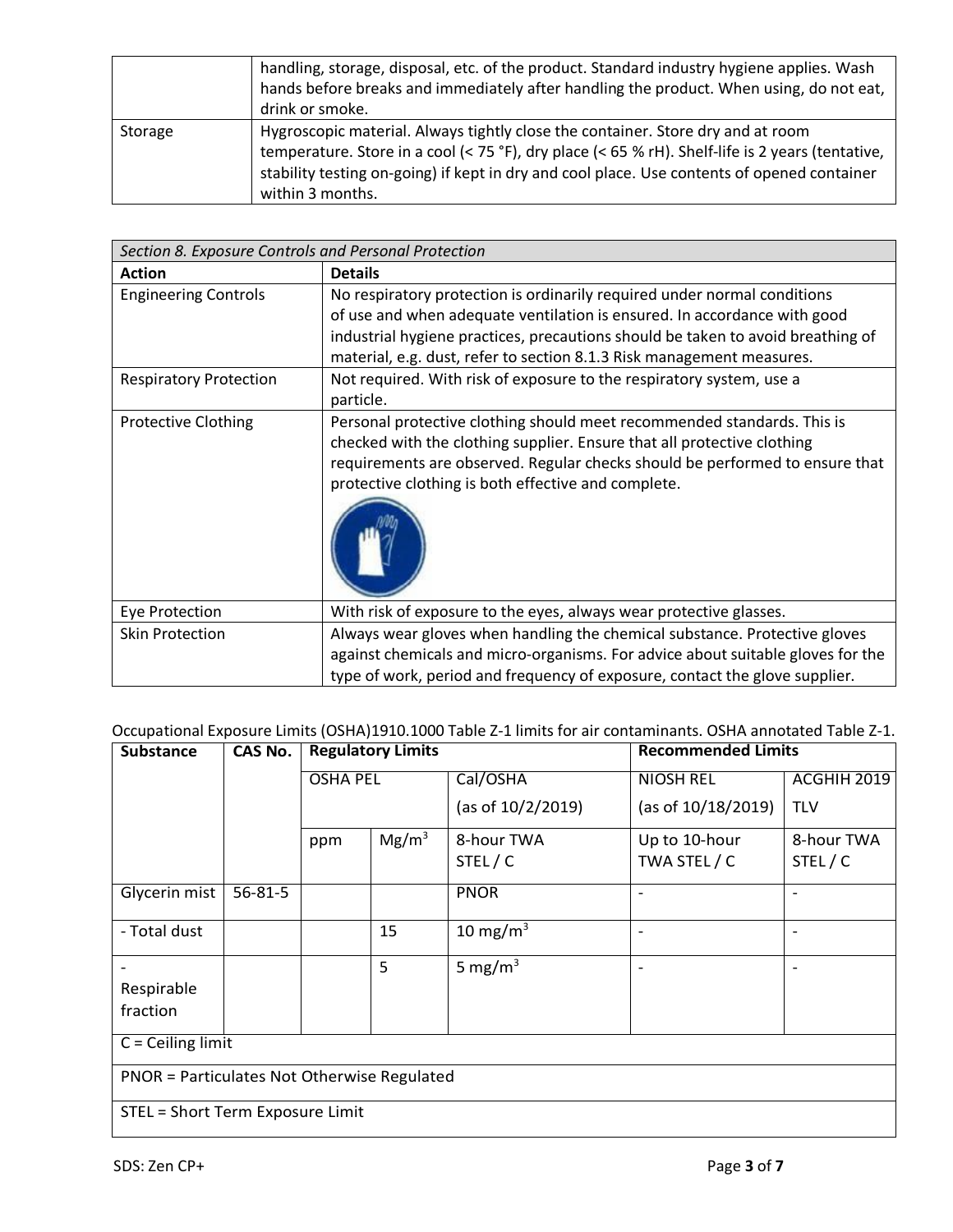| | |
|---|---|
| | handling, storage, disposal, etc. of the product. Standard industry hygiene applies. Wash hands before breaks and immediately after handling the product. When using, do not eat, drink or smoke. |
| Storage | Hygroscopic material. Always tightly close the container. Store dry and at room temperature. Store in a cool (< 75 °F), dry place (< 65 % rH). Shelf-life is 2 years (tentative, stability testing on-going) if kept in dry and cool place. Use contents of opened container within 3 months. |

| *Section 8. Exposure Controls and Personal Protection* | |
|---|---|
| **Action** | **Details** |
| Engineering Controls | No respiratory protection is ordinarily required under normal conditions of use and when adequate ventilation is ensured. In accordance with good industrial hygiene practices, precautions should be taken to avoid breathing of material, e.g. dust, refer to section 8.1.3 Risk management measures. |
| Respiratory Protection | Not required. With risk of exposure to the respiratory system, use a particle. |
| Protective Clothing | Personal protective clothing should meet recommended standards. This is checked with the clothing supplier. Ensure that all protective clothing requirements are observed. Regular checks should be performed to ensure that protective clothing is both effective and complete. |
| Eye Protection | With risk of exposure to the eyes, always wear protective glasses. |
| Skin Protection | Always wear gloves when handling the chemical substance. Protective gloves against chemicals and micro-organisms. For advice about suitable gloves for the type of work, period and frequency of exposure, contact the glove supplier. |

Occupational Exposure Limits (OSHA)1910.1000 Table Z-1 limits for air contaminants. OSHA annotated Table Z-1.

| **Substance** | **CAS No.** | **Regulatory Limits** | | | **Recommended Limits** | |
|---|---|---|---|---|---|---|
| | | OSHA PEL | | Cal/OSHA (as of 10/2/2019) | NIOSH REL (as of 10/18/2019) | ACGHIH 2019 TLV |
| | | ppm | $Mg/m^3$ | 8-hour TWA STEL / C | Up to 10-hour TWA STEL / C | 8-hour TWA STEL / C |
| Glycerin mist | 56-81-5 | | | PNOR | - | - |
| - Total dust | | | 15 | 10 $mg/m^3$ | - | - |
| - Respirable fraction | | | 5 | 5 $mg/m^3$ | - | - |
| C = Ceiling limit | | | | | | |
| PNOR = Particulates Not Otherwise Regulated | | | | | | |
| STEL = Short Term Exposure Limit | | | | | | |

SDS: Zen CP+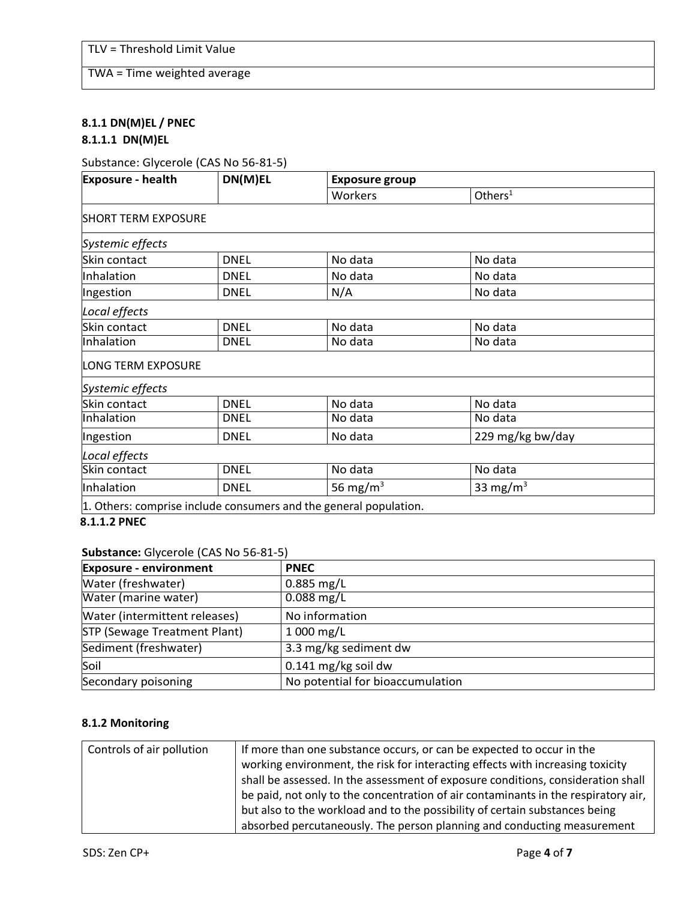| TLV = Threshold Limit Value |
|---|
| TWA = Time weighted average |

### 8.1.1 DN(M)EL / PNEC

#### 8.1.1.1 DN(M)EL

Substance: Glycerole (CAS No 56-81-5)

| Exposure - health | DN(M)EL | Exposure group | |
|---|---|---|---|
| | | Workers | Others[1] |
| SHORT TERM EXPOSURE | | | |
| *Systemic effects* | | | |
| Skin contact | DNEL | No data | No data |
| Inhalation | DNEL | No data | No data |
| Ingestion | DNEL | N/A | No data |
| *Local effects* | | | |
| Skin contact | DNEL | No data | No data |
| Inhalation | DNEL | No data | No data |
| LONG TERM EXPOSURE | | | |
| *Systemic effects* | | | |
| Skin contact | DNEL | No data | No data |
| Inhalation | DNEL | No data | No data |
| Ingestion | DNEL | No data | 229 mg/kg bw/day |
| *Local effects* | | | |
| Skin contact | DNEL | No data | No data |
| Inhalation | DNEL | 56 $mg/m^3$ | 33 $mg/m^3$ |
| 1. Others: comprise include consumers and the general population. | | | |

#### 8.1.1.2 PNEC

**Substance:** Glycerole (CAS No 56-81-5)

| Exposure - environment | PNEC |
|---|---|
| Water (freshwater) | 0.885 mg/L |
| Water (marine water) | 0.088 mg/L |
| Water (intermittent releases) | No information |
| STP (Sewage Treatment Plant) | 1 000 mg/L |
| Sediment (freshwater) | 3.3 mg/kg sediment dw |
| Soil | 0.141 mg/kg soil dw |
| Secondary poisoning | No potential for bioaccumulation |

### 8.1.2 Monitoring

| Controls of air pollution | If more than one substance occurs, or can be expected to occur in the working environment, the risk for interacting effects with increasing toxicity shall be assessed. In the assessment of exposure conditions, consideration shall be paid, not only to the concentration of air contaminants in the respiratory air, but also to the workload and to the possibility of certain substances being absorbed percutaneously. The person planning and conducting measurement |
|---|---|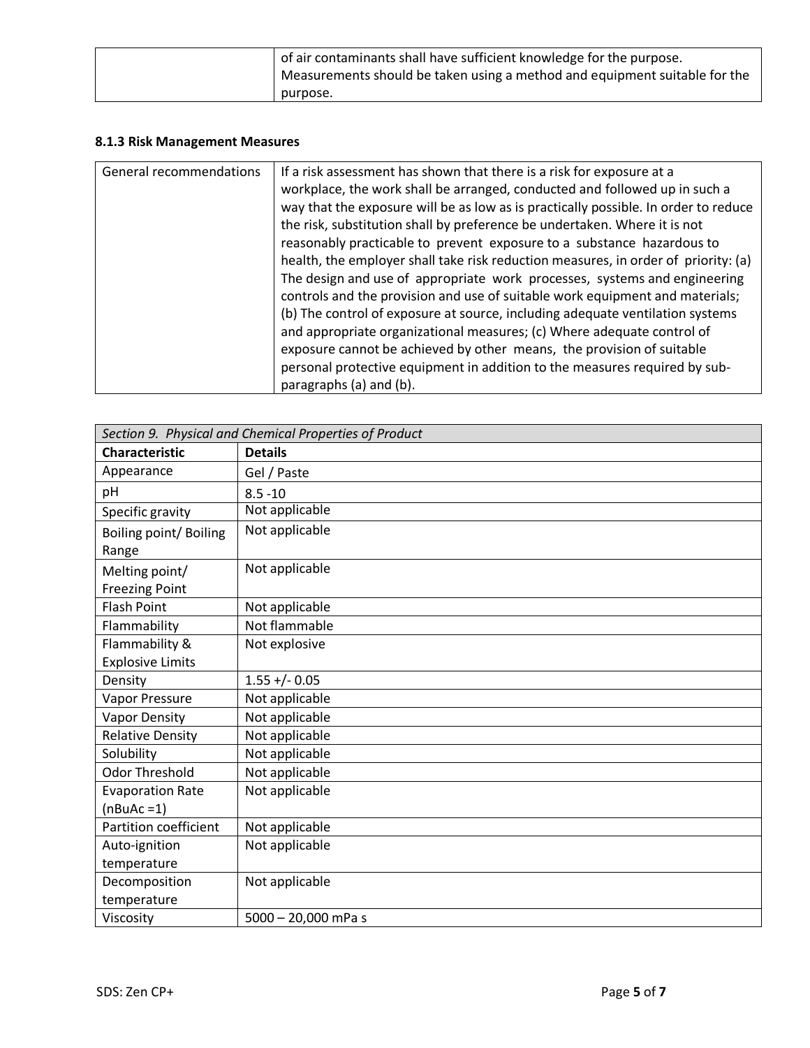|  | of air contaminants shall have sufficient knowledge for the purpose. Measurements should be taken using a method and equipment suitable for the purpose. |
|---|---|

#### 8.1.3 Risk Management Measures

| General recommendations | If a risk assessment has shown that there is a risk for exposure at a workplace, the work shall be arranged, conducted and followed up in such a way that the exposure will be as low as is practically possible. In order to reduce the risk, substitution shall by preference be undertaken. Where it is not reasonably practicable to prevent exposure to a substance hazardous to health, the employer shall take risk reduction measures, in order of priority: (a) The design and use of appropriate work processes, systems and engineering controls and the provision and use of suitable work equipment and materials; (b) The control of exposure at source, including adequate ventilation systems and appropriate organizational measures; (c) Where adequate control of exposure cannot be achieved by other means, the provision of suitable personal protective equipment in addition to the measures required by sub-paragraphs (a) and (b). |
|---|---|

| *Section 9. Physical and Chemical Properties of Product* | |
|---|---|
| **Characteristic** | **Details** |
| Appearance | Gel / Paste |
| pH | 8.5 -10 |
| Specific gravity | Not applicable |
| Boiling point/ Boiling Range | Not applicable |
| Melting point/ Freezing Point | Not applicable |
| Flash Point | Not applicable |
| Flammability | Not flammable |
| Flammability & Explosive Limits | Not explosive |
| Density | 1.55 +/- 0.05 |
| Vapor Pressure | Not applicable |
| Vapor Density | Not applicable |
| Relative Density | Not applicable |
| Solubility | Not applicable |
| Odor Threshold | Not applicable |
| Evaporation Rate (nBuAc =1) | Not applicable |
| Partition coefficient | Not applicable |
| Auto-ignition temperature | Not applicable |
| Decomposition temperature | Not applicable |
| Viscosity | 5000 – 20,000 mPa s |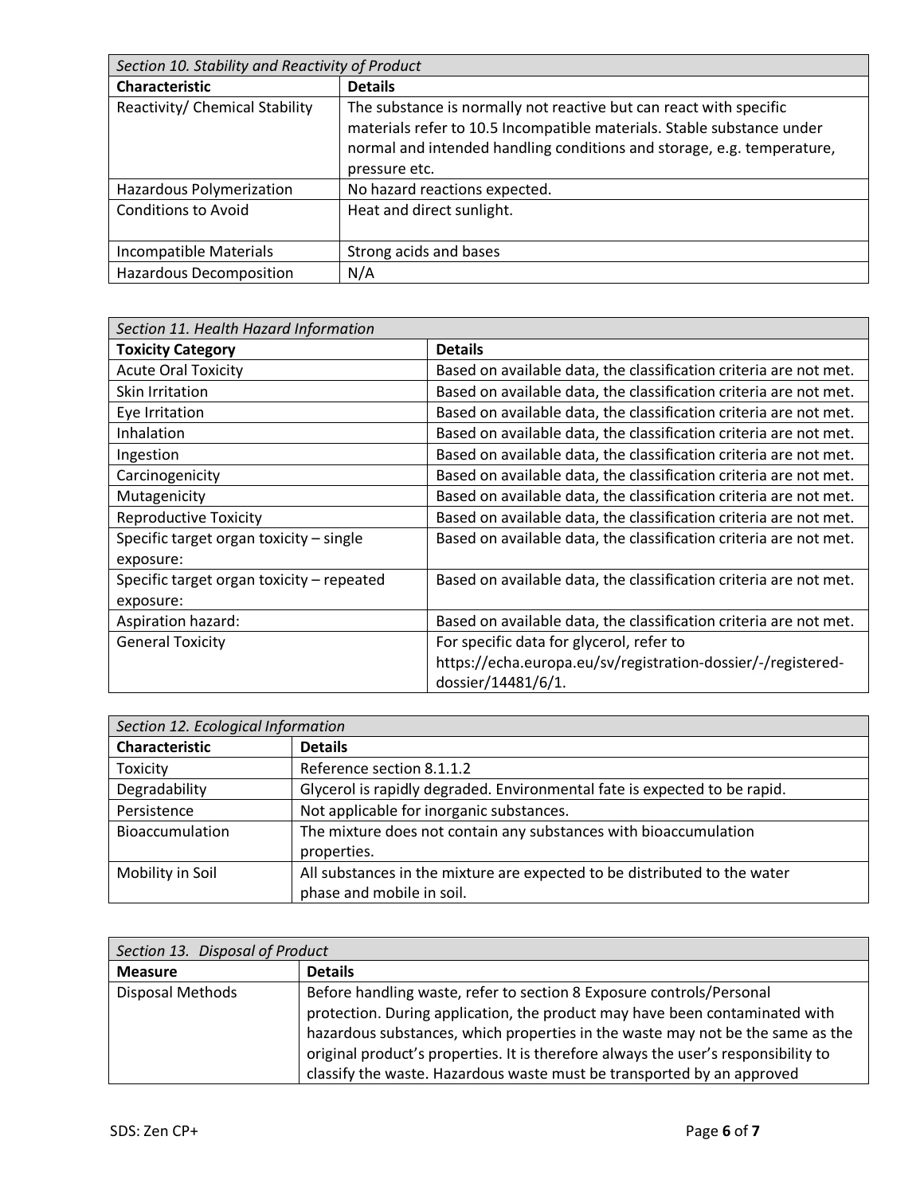| *Section 10. Stability and Reactivity of Product* | |
|---|---|
| **Characteristic** | **Details** |
| Reactivity/ Chemical Stability | The substance is normally not reactive but can react with specific materials refer to 10.5 Incompatible materials. Stable substance under normal and intended handling conditions and storage, e.g. temperature, pressure etc. |
| Hazardous Polymerization | No hazard reactions expected. |
| Conditions to Avoid | Heat and direct sunlight. |
| Incompatible Materials | Strong acids and bases |
| Hazardous Decomposition | N/A |

| *Section 11. Health Hazard Information* | |
|---|---|
| **Toxicity Category** | **Details** |
| Acute Oral Toxicity | Based on available data, the classification criteria are not met. |
| Skin Irritation | Based on available data, the classification criteria are not met. |
| Eye Irritation | Based on available data, the classification criteria are not met. |
| Inhalation | Based on available data, the classification criteria are not met. |
| Ingestion | Based on available data, the classification criteria are not met. |
| Carcinogenicity | Based on available data, the classification criteria are not met. |
| Mutagenicity | Based on available data, the classification criteria are not met. |
| Reproductive Toxicity | Based on available data, the classification criteria are not met. |
| Specific target organ toxicity – single exposure: | Based on available data, the classification criteria are not met. |
| Specific target organ toxicity – repeated exposure: | Based on available data, the classification criteria are not met. |
| Aspiration hazard: | Based on available data, the classification criteria are not met. |
| General Toxicity | For specific data for glycerol, refer to https://echa.europa.eu/sv/registration-dossier/-/registered-dossier/14481/6/1. |

| *Section 12. Ecological Information* | |
|---|---|
| **Characteristic** | **Details** |
| Toxicity | Reference section 8.1.1.2 |
| Degradability | Glycerol is rapidly degraded. Environmental fate is expected to be rapid. |
| Persistence | Not applicable for inorganic substances. |
| Bioaccumulation | The mixture does not contain any substances with bioaccumulation properties. |
| Mobility in Soil | All substances in the mixture are expected to be distributed to the water phase and mobile in soil. |

| *Section 13. Disposal of Product* | |
|---|---|
| **Measure** | **Details** |
| Disposal Methods | Before handling waste, refer to section 8 Exposure controls/Personal protection. During application, the product may have been contaminated with hazardous substances, which properties in the waste may not be the same as the original product's properties. It is therefore always the user's responsibility to classify the waste. Hazardous waste must be transported by an approved |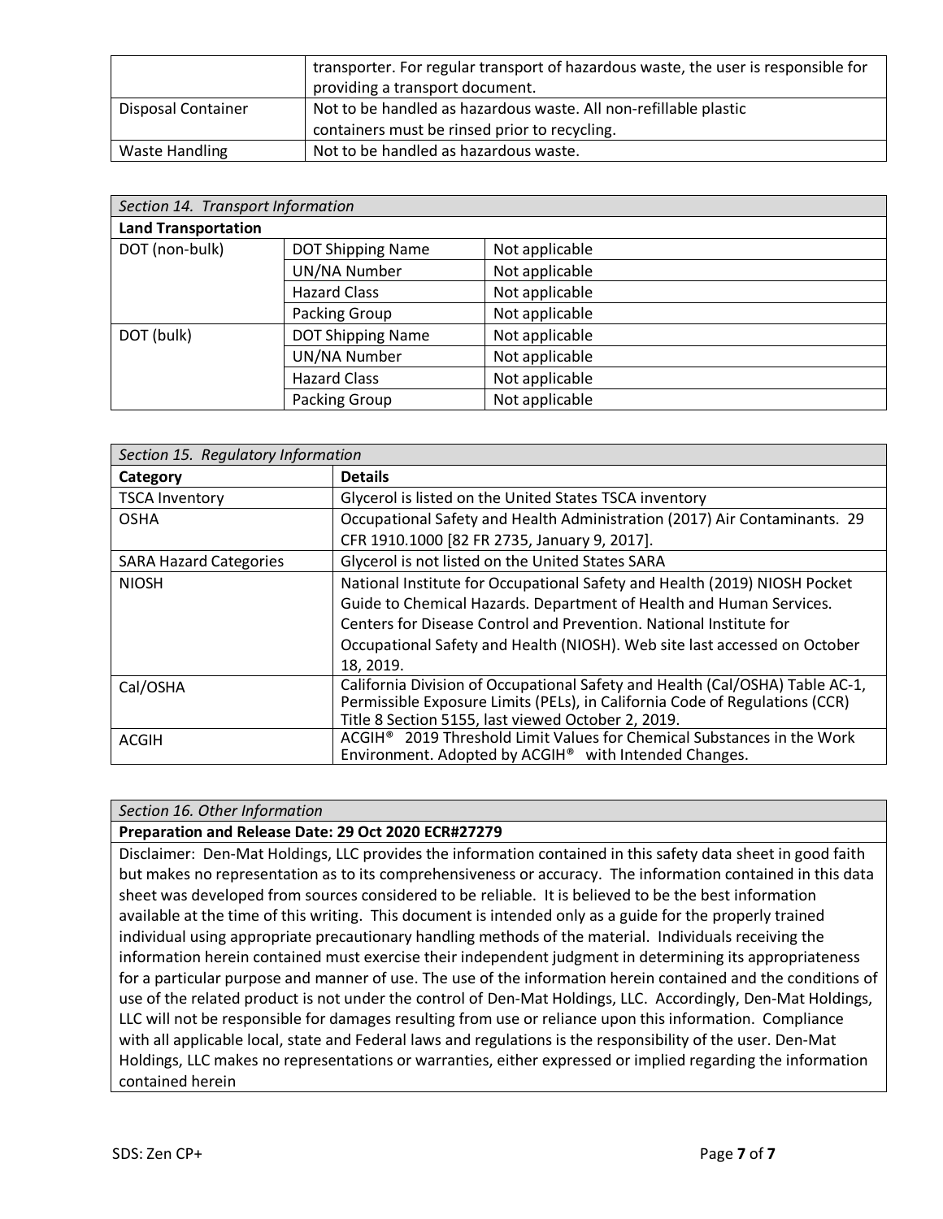| | |
|---|---|
| | transporter. For regular transport of hazardous waste, the user is responsible for providing a transport document. |
| Disposal Container | Not to be handled as hazardous waste. All non-refillable plastic containers must be rinsed prior to recycling. |
| Waste Handling | Not to be handled as hazardous waste. |

| *Section 14. Transport Information* | | |
|---|---|---|
| **Land Transportation** | | |
| DOT (non-bulk) | DOT Shipping Name | Not applicable |
| | UN/NA Number | Not applicable |
| | Hazard Class | Not applicable |
| | Packing Group | Not applicable |
| DOT (bulk) | DOT Shipping Name | Not applicable |
| | UN/NA Number | Not applicable |
| | Hazard Class | Not applicable |
| | Packing Group | Not applicable |

| *Section 15. Regulatory Information* | |
|---|---|
| **Category** | **Details** |
| TSCA Inventory | Glycerol is listed on the United States TSCA inventory |
| OSHA | Occupational Safety and Health Administration (2017) Air Contaminants. 29 CFR 1910.1000 [82 FR 2735, January 9, 2017]. |
| SARA Hazard Categories | Glycerol is not listed on the United States SARA |
| NIOSH | National Institute for Occupational Safety and Health (2019) NIOSH Pocket Guide to Chemical Hazards. Department of Health and Human Services. Centers for Disease Control and Prevention. National Institute for Occupational Safety and Health (NIOSH). Web site last accessed on October 18, 2019. |
| Cal/OSHA | California Division of Occupational Safety and Health (Cal/OSHA) Table AC-1, Permissible Exposure Limits (PELs), in California Code of Regulations (CCR) Title 8 Section 5155, last viewed October 2, 2019. |
| ACGIH | ACGIH® 2019 Threshold Limit Values for Chemical Substances in the Work Environment. Adopted by ACGIH® with Intended Changes. |

*Section 16. Other Information*

**Preparation and Release Date: 29 Oct 2020 ECR#27279**

Disclaimer: Den-Mat Holdings, LLC provides the information contained in this safety data sheet in good faith but makes no representation as to its comprehensiveness or accuracy. The information contained in this data sheet was developed from sources considered to be reliable. It is believed to be the best information available at the time of this writing. This document is intended only as a guide for the properly trained individual using appropriate precautionary handling methods of the material. Individuals receiving the information herein contained must exercise their independent judgment in determining its appropriateness for a particular purpose and manner of use. The use of the information herein contained and the conditions of use of the related product is not under the control of Den-Mat Holdings, LLC. Accordingly, Den-Mat Holdings, LLC will not be responsible for damages resulting from use or reliance upon this information. Compliance with all applicable local, state and Federal laws and regulations is the responsibility of the user. Den-Mat Holdings, LLC makes no representations or warranties, either expressed or implied regarding the information contained herein